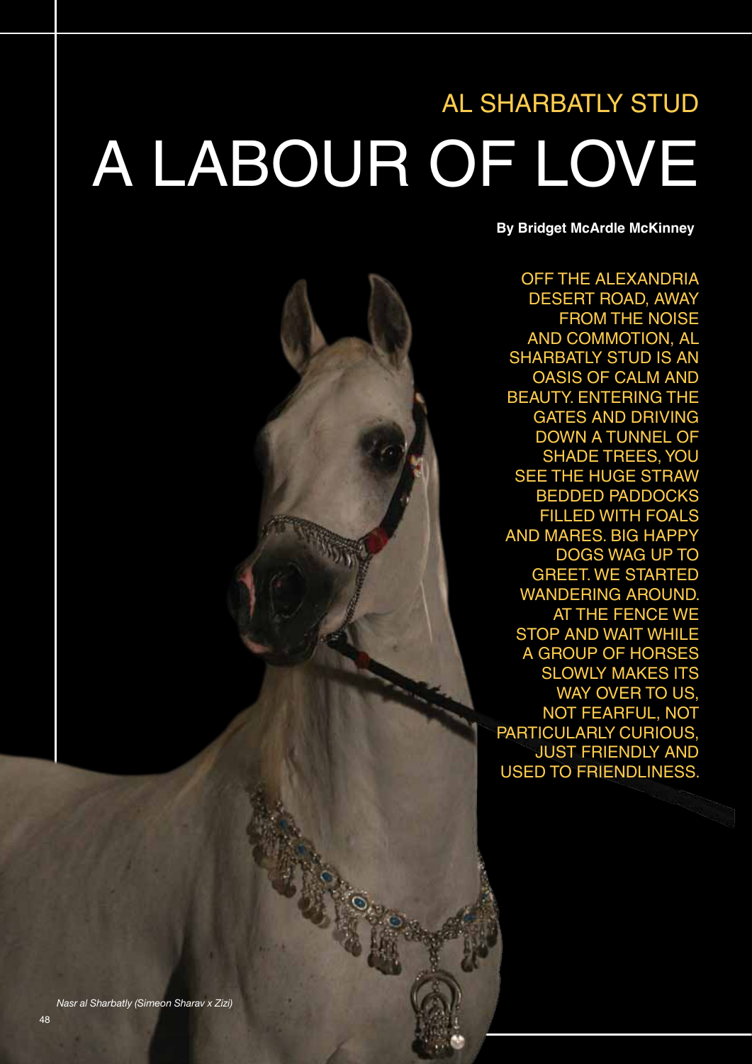## AL SHARBATLY STUD

# A LABOUR OF LOVE

**By Bridget McArdle McKinney**

OFF THE ALEXANDRIA DESERT ROAD, AWAY FROM THE NOISE AND COMMOTION, AL SHARBATLY STUD IS AN OASIS OF CALM AND BEAUTY. ENTERING THE GATES AND DRIVING DOWN A TUNNEL OF SHADE TREES, YOU SEE THE HUGE STRAW BEDDED PADDOCKS FILLED WITH FOALS AND MARES. BIG HAPPY DOGS WAG UP TO GREET. WE STARTED WANDERING AROUND. AT THE FENCE WE STOP AND WAIT WHILE A GROUP OF HORSES SLOWLY MAKES ITS WAY OVER TO US, NOT FEARFUL, NOT PARTICULARLY CURIOUS, JUST FRIENDLY AND USED TO FRIENDLINESS.

*Nasr al Sharbatly (Simeon Sharav x Zizi)*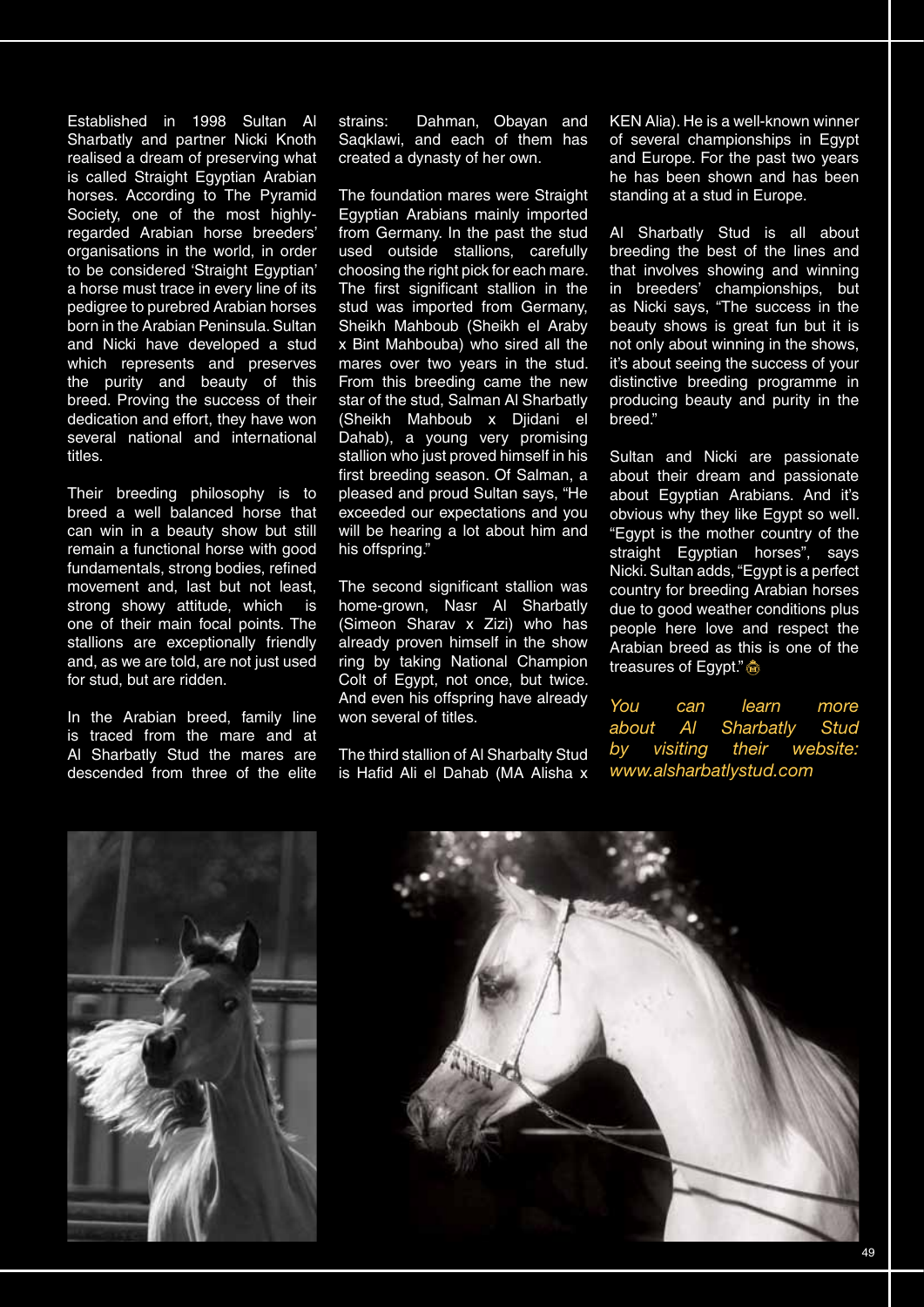Established in 1998 Sultan Al Sharbatly and partner Nicki Knoth realised a dream of preserving what is called Straight Egyptian Arabian horses. According to The Pyramid Society, one of the most highly-regarded Arabian horse breeders' organisations in the world, in order to be considered 'Straight Egyptian' a horse must trace in every line of its pedigree to purebred Arabian horses born in the Arabian Peninsula. Sultan and Nicki have developed a stud which represents and preserves the purity and beauty of this breed. Proving the success of their dedication and effort, they have won several national and international titles.

Their breeding philosophy is to breed a well balanced horse that can win in a beauty show but still remain a functional horse with good fundamentals, strong bodies, refined movement and, last but not least, strong showy attitude, which is one of their main focal points. The stallions are exceptionally friendly and, as we are told, are not just used for stud, but are ridden.

In the Arabian breed, family line is traced from the mare and at Al Sharbatly Stud the mares are descended from three of the elite strains: Dahman, Obayan and Saqklawi, and each of them has created a dynasty of her own.

The foundation mares were Straight Egyptian Arabians mainly imported from Germany. In the past the stud used outside stallions, carefully choosing the right pick for each mare. The first significant stallion in the stud was imported from Germany, Sheikh Mahboub (Sheikh el Araby x Bint Mahbouba) who sired all the mares over two years in the stud. From this breeding came the new star of the stud, Salman Al Sharbatly (Sheikh Mahboub x Djidani el Dahab), a young very promising stallion who just proved himself in his first breeding season. Of Salman, a pleased and proud Sultan says, "He exceeded our expectations and you will be hearing a lot about him and his offspring."

The second significant stallion was home-grown, Nasr Al Sharbatly (Simeon Sharav x Zizi) who has already proven himself in the show ring by taking National Champion Colt of Egypt, not once, but twice. And even his offspring have already won several of titles.

The third stallion of Al Sharbalty Stud is Hafid Ali el Dahab (MA Alisha x KEN Alia). He is a well-known winner of several championships in Egypt and Europe. For the past two years he has been shown and has been standing at a stud in Europe.

Al Sharbatly Stud is all about breeding the best of the lines and that involves showing and winning in breeders' championships, but as Nicki says, "The success in the beauty shows is great fun but it is not only about winning in the shows, it's about seeing the success of your distinctive breeding programme in producing beauty and purity in the breed."

Sultan and Nicki are passionate about their dream and passionate about Egyptian Arabians. And it's obvious why they like Egypt so well. "Egypt is the mother country of the straight Egyptian horses", says Nicki. Sultan adds, "Egypt is a perfect country for breeding Arabian horses due to good weather conditions plus people here love and respect the Arabian breed as this is one of the treasures of Egypt."

*You can learn more about Al Sharbatly Stud by visiting their website: www.alsharbatlystud.com*